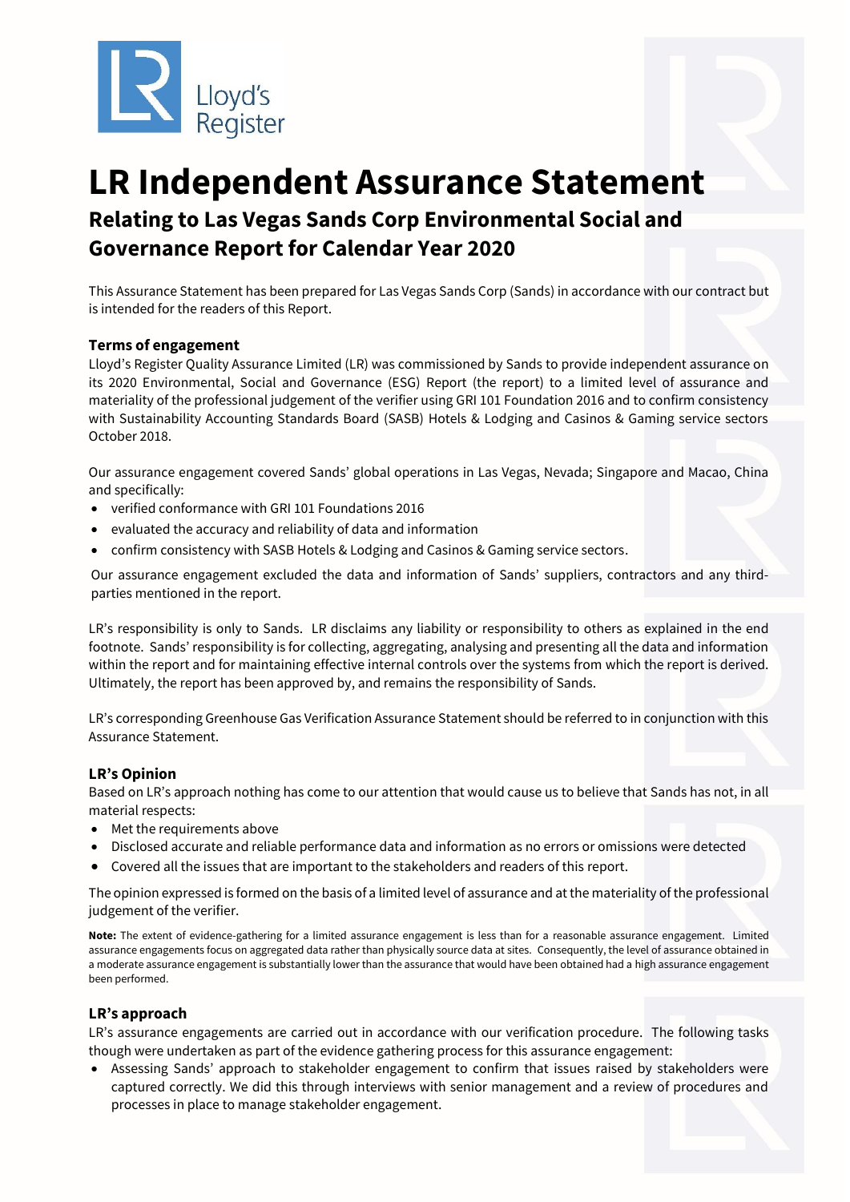# LR Independent Assurance Statement

## Relating to Las Vegas Sands Corp Environmental Social and Governance Report for Calendar Year 2020

This Assurance Statement has been prepared for Las Vegas Sands Corp (Sands) in accordance with our contract but is intended for the readers of this Report.

### Terms of engagement

Lloyd's Register Quality Assurance Limited (LR) was commissioned by Sands to provide independent assurance on its 2020 Environmental, Social and Governance (ESG) Report (the report) to a limited level of assurance and materiality of the professional judgement of the verifier using GRI 101 Foundation 2016 and to confirm consistency with Sustainability Accounting Standards Board (SASB) Hotels & Lodging and Casinos & Gaming service sectors October 2018.

Our assurance engagement covered Sands' global operations in Las Vegas, Nevada; Singapore and Macao, China and specifically:

- verified conformance with GRI 101 Foundations 2016
- evaluated the accuracy and reliability of data and information
- confirm consistency with SASB Hotels & Lodging and Casinos & Gaming service sectors.

Our assurance engagement excluded the data and information of Sands' suppliers, contractors and any third-parties mentioned in the report.

LR's responsibility is only to Sands. LR disclaims any liability or responsibility to others as explained in the end footnote. Sands' responsibility is for collecting, aggregating, analysing and presenting all the data and information within the report and for maintaining effective internal controls over the systems from which the report is derived. Ultimately, the report has been approved by, and remains the responsibility of Sands.

LR's corresponding Greenhouse Gas Verification Assurance Statement should be referred to in conjunction with this Assurance Statement.

### LR's Opinion

Based on LR's approach nothing has come to our attention that would cause us to believe that Sands has not, in all material respects:

- Met the requirements above
- Disclosed accurate and reliable performance data and information as no errors or omissions were detected
- Covered all the issues that are important to the stakeholders and readers of this report.

The opinion expressed is formed on the basis of a limited level of assurance and at the materiality of the professional judgement of the verifier.

**Note:** The extent of evidence-gathering for a limited assurance engagement is less than for a reasonable assurance engagement. Limited assurance engagements focus on aggregated data rather than physically source data at sites. Consequently, the level of assurance obtained in a moderate assurance engagement is substantially lower than the assurance that would have been obtained had a high assurance engagement been performed.

### LR's approach

LR's assurance engagements are carried out in accordance with our verification procedure. The following tasks though were undertaken as part of the evidence gathering process for this assurance engagement:

- Assessing Sands' approach to stakeholder engagement to confirm that issues raised by stakeholders were captured correctly. We did this through interviews with senior management and a review of procedures and processes in place to manage stakeholder engagement.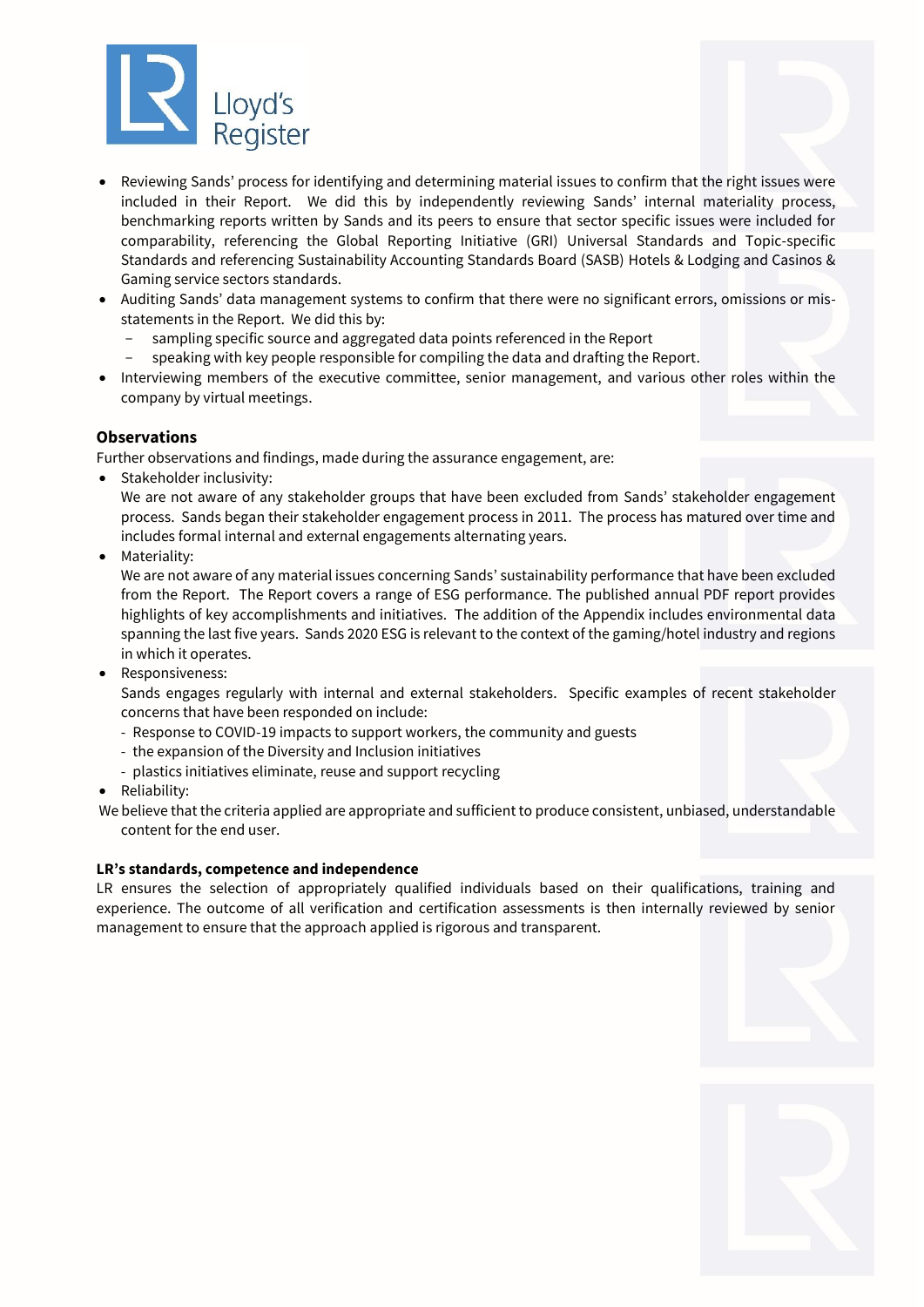- Reviewing Sands' process for identifying and determining material issues to confirm that the right issues were included in their Report. We did this by independently reviewing Sands' internal materiality process, benchmarking reports written by Sands and its peers to ensure that sector specific issues were included for comparability, referencing the Global Reporting Initiative (GRI) Universal Standards and Topic-specific Standards and referencing Sustainability Accounting Standards Board (SASB) Hotels & Lodging and Casinos & Gaming service sectors standards.
- Auditing Sands' data management systems to confirm that there were no significant errors, omissions or mis-statements in the Report. We did this by:
  - sampling specific source and aggregated data points referenced in the Report
  - speaking with key people responsible for compiling the data and drafting the Report.
- Interviewing members of the executive committee, senior management, and various other roles within the company by virtual meetings.

## Observations

Further observations and findings, made during the assurance engagement, are:

- Stakeholder inclusivity:
  We are not aware of any stakeholder groups that have been excluded from Sands' stakeholder engagement process. Sands began their stakeholder engagement process in 2011. The process has matured over time and includes formal internal and external engagements alternating years.
- Materiality:
  We are not aware of any material issues concerning Sands' sustainability performance that have been excluded from the Report. The Report covers a range of ESG performance. The published annual PDF report provides highlights of key accomplishments and initiatives. The addition of the Appendix includes environmental data spanning the last five years. Sands 2020 ESG is relevant to the context of the gaming/hotel industry and regions in which it operates.
- Responsiveness:
  Sands engages regularly with internal and external stakeholders. Specific examples of recent stakeholder concerns that have been responded on include:
  - Response to COVID-19 impacts to support workers, the community and guests
  - the expansion of the Diversity and Inclusion initiatives
  - plastics initiatives eliminate, reuse and support recycling
- Reliability:
  We believe that the criteria applied are appropriate and sufficient to produce consistent, unbiased, understandable content for the end user.

### LR's standards, competence and independence

LR ensures the selection of appropriately qualified individuals based on their qualifications, training and experience. The outcome of all verification and certification assessments is then internally reviewed by senior management to ensure that the approach applied is rigorous and transparent.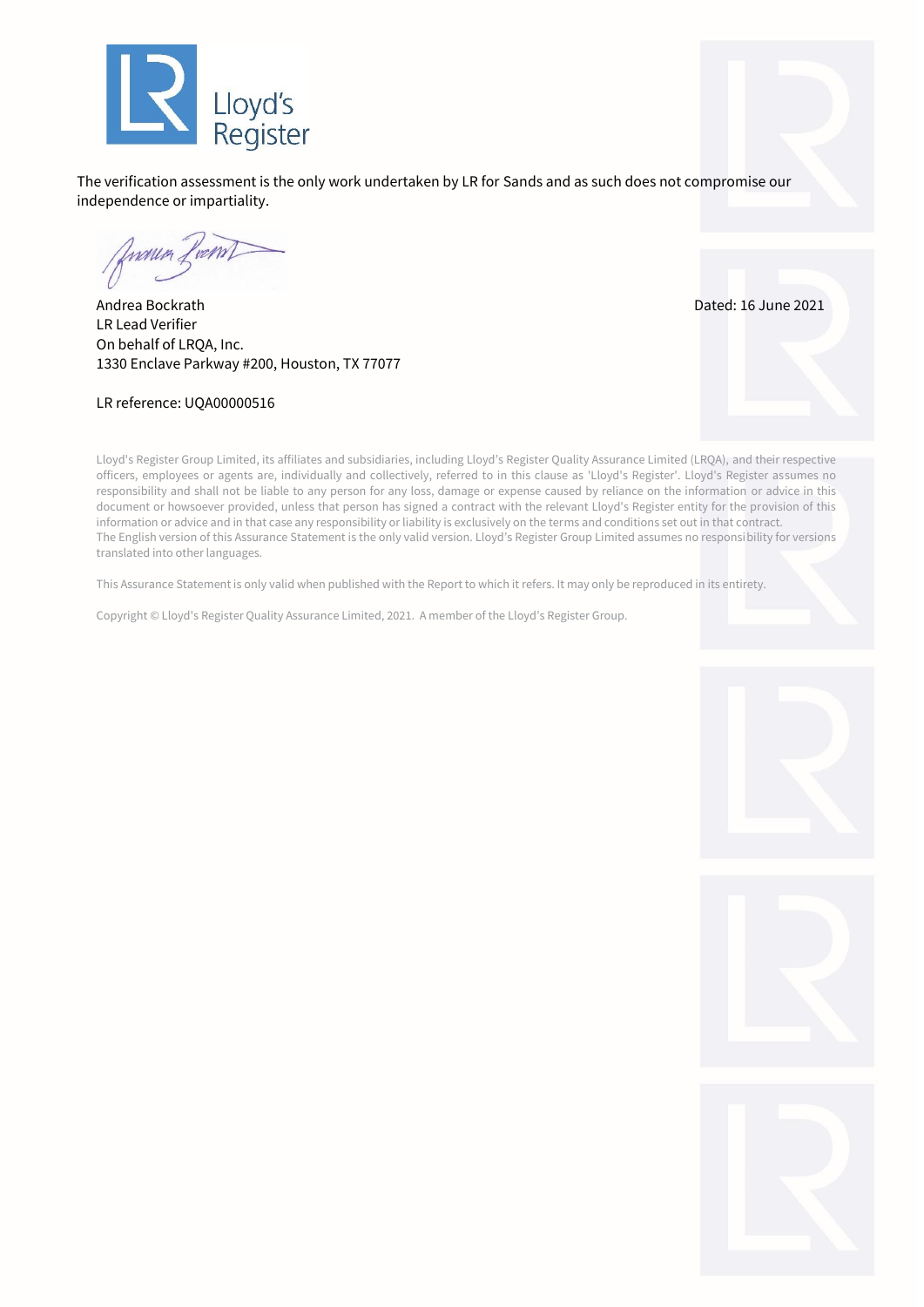The verification assessment is the only work undertaken by LR for Sands and as such does not compromise our independence or impartiality.

Andrea Bockrath
LR Lead Verifier
On behalf of LRQA, Inc.
1330 Enclave Parkway #200, Houston, TX 77077

Dated: 16 June 2021

LR reference: UQA00000516

Lloyd's Register Group Limited, its affiliates and subsidiaries, including Lloyd's Register Quality Assurance Limited (LRQA), and their respective officers, employees or agents are, individually and collectively, referred to in this clause as 'Lloyd's Register'. Lloyd's Register assumes no responsibility and shall not be liable to any person for any loss, damage or expense caused by reliance on the information or advice in this document or howsoever provided, unless that person has signed a contract with the relevant Lloyd's Register entity for the provision of this information or advice and in that case any responsibility or liability is exclusively on the terms and conditions set out in that contract.
The English version of this Assurance Statement is the only valid version. Lloyd's Register Group Limited assumes no responsibility for versions translated into other languages.

This Assurance Statement is only valid when published with the Report to which it refers. It may only be reproduced in its entirety.

Copyright © Lloyd's Register Quality Assurance Limited, 2021. A member of the Lloyd's Register Group.